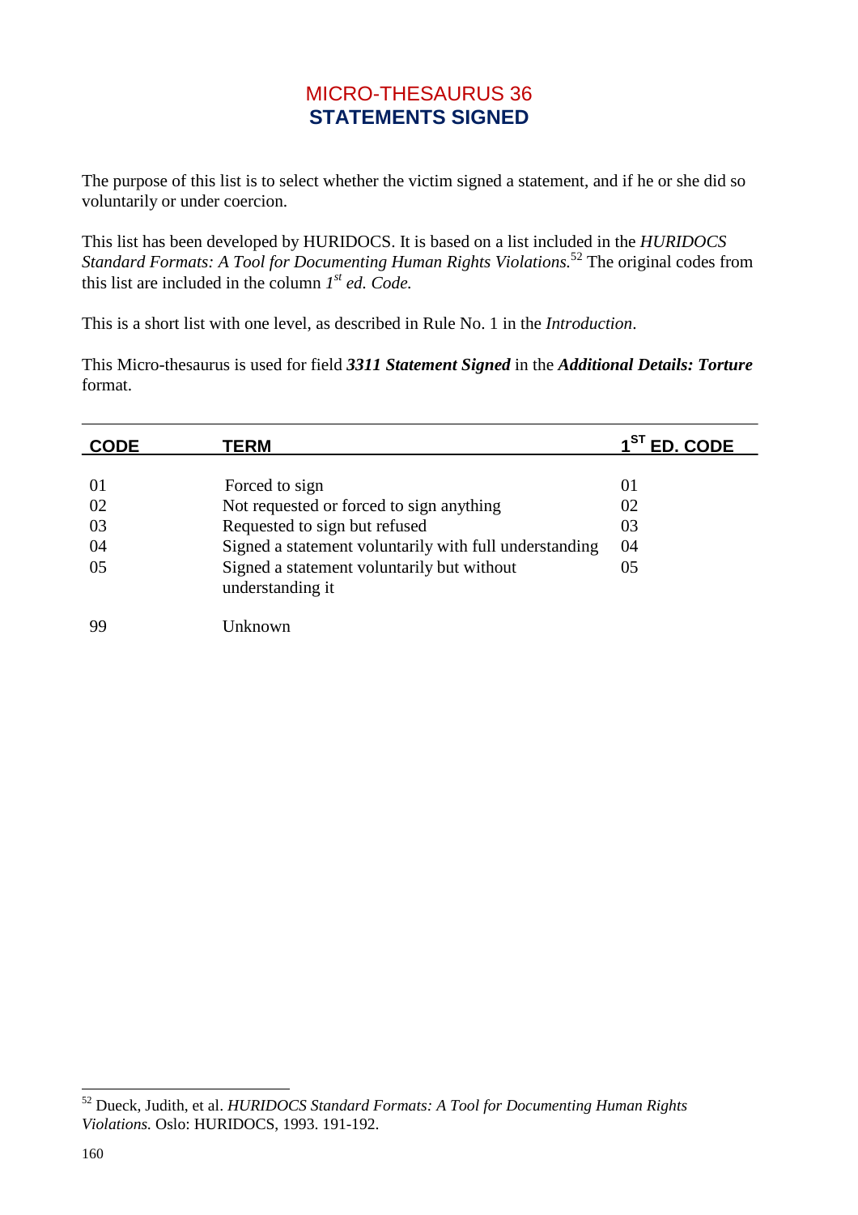# MICRO-THESAURUS 36
## STATEMENTS SIGNED

The purpose of this list is to select whether the victim signed a statement, and if he or she did so voluntarily or under coercion.

This list has been developed by HURIDOCS. It is based on a list included in the *HURIDOCS Standard Formats: A Tool for Documenting Human Rights Violations.*[52] The original codes from this list are included in the column *1st ed. Code.*

This is a short list with one level, as described in Rule No. 1 in the *Introduction*.

This Micro-thesaurus is used for field ***3311 Statement Signed*** in the ***Additional Details: Torture*** format.

| CODE | TERM | 1ST ED. CODE |
|---|---|---|
| 01 | Forced to sign | 01 |
| 02 | Not requested or forced to sign anything | 02 |
| 03 | Requested to sign but refused | 03 |
| 04 | Signed a statement voluntarily with full understanding | 04 |
| 05 | Signed a statement voluntarily but without understanding it | 05 |
| 99 | Unknown | |

[52] Dueck, Judith, et al. *HURIDOCS Standard Formats: A Tool for Documenting Human Rights Violations.* Oslo: HURIDOCS, 1993. 191-192.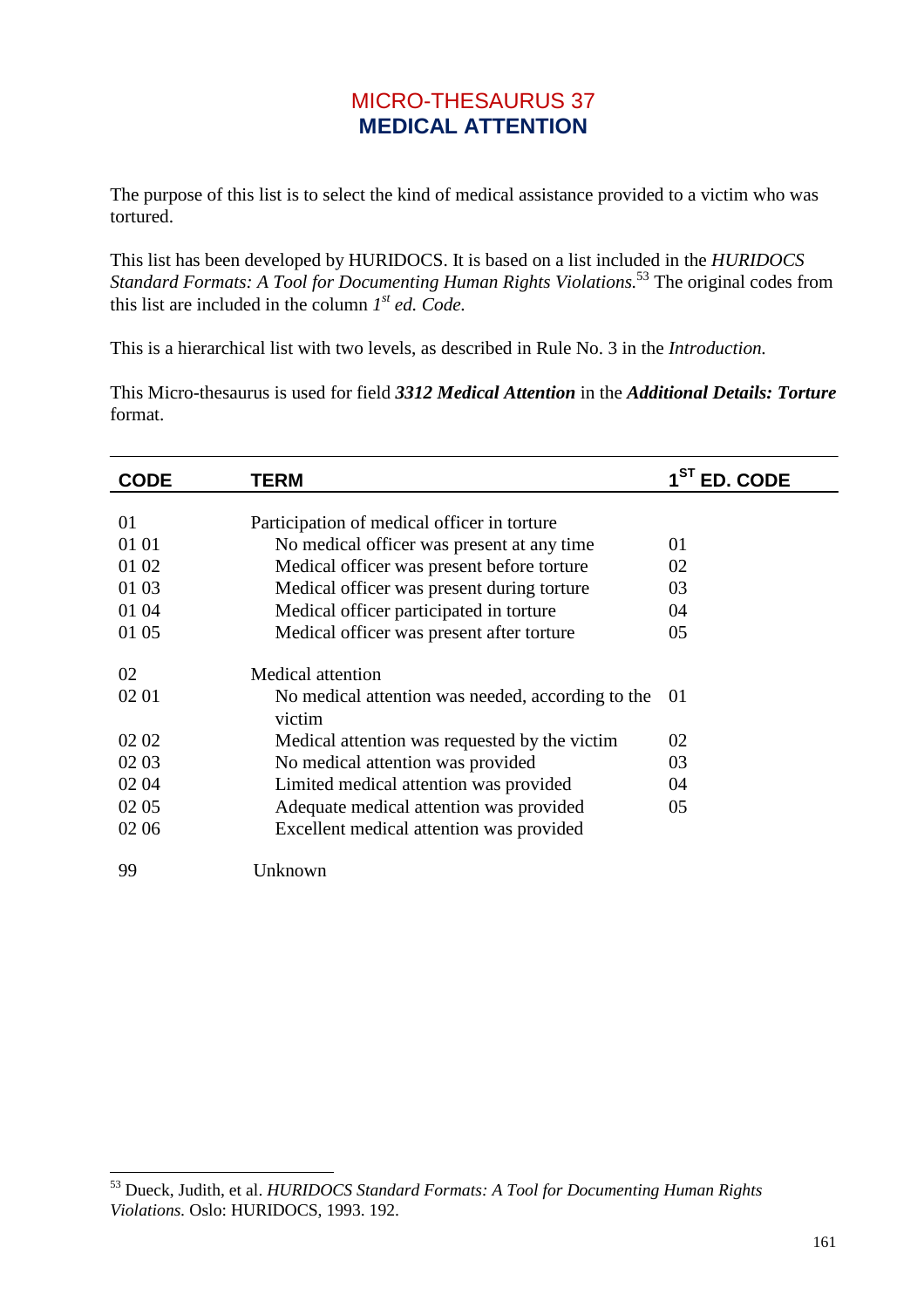# MICRO-THESAURUS 37
## MEDICAL ATTENTION

The purpose of this list is to select the kind of medical assistance provided to a victim who was tortured.

This list has been developed by HURIDOCS. It is based on a list included in the *HURIDOCS Standard Formats: A Tool for Documenting Human Rights Violations.*[53] The original codes from this list are included in the column *1st ed. Code.*

This is a hierarchical list with two levels, as described in Rule No. 3 in the *Introduction.*

This Micro-thesaurus is used for field ***3312 Medical Attention*** in the ***Additional Details: Torture*** format.

| CODE | TERM | 1ST ED. CODE |
|---|---|---|
| 01 | Participation of medical officer in torture | |
| 01 01 | No medical officer was present at any time | 01 |
| 01 02 | Medical officer was present before torture | 02 |
| 01 03 | Medical officer was present during torture | 03 |
| 01 04 | Medical officer participated in torture | 04 |
| 01 05 | Medical officer was present after torture | 05 |
| 02 | Medical attention | |
| 02 01 | No medical attention was needed, according to the victim | 01 |
| 02 02 | Medical attention was requested by the victim | 02 |
| 02 03 | No medical attention was provided | 03 |
| 02 04 | Limited medical attention was provided | 04 |
| 02 05 | Adequate medical attention was provided | 05 |
| 02 06 | Excellent medical attention was provided | |
| 99 | Unknown | |

[53] Dueck, Judith, et al. *HURIDOCS Standard Formats: A Tool for Documenting Human Rights Violations.* Oslo: HURIDOCS, 1993. 192.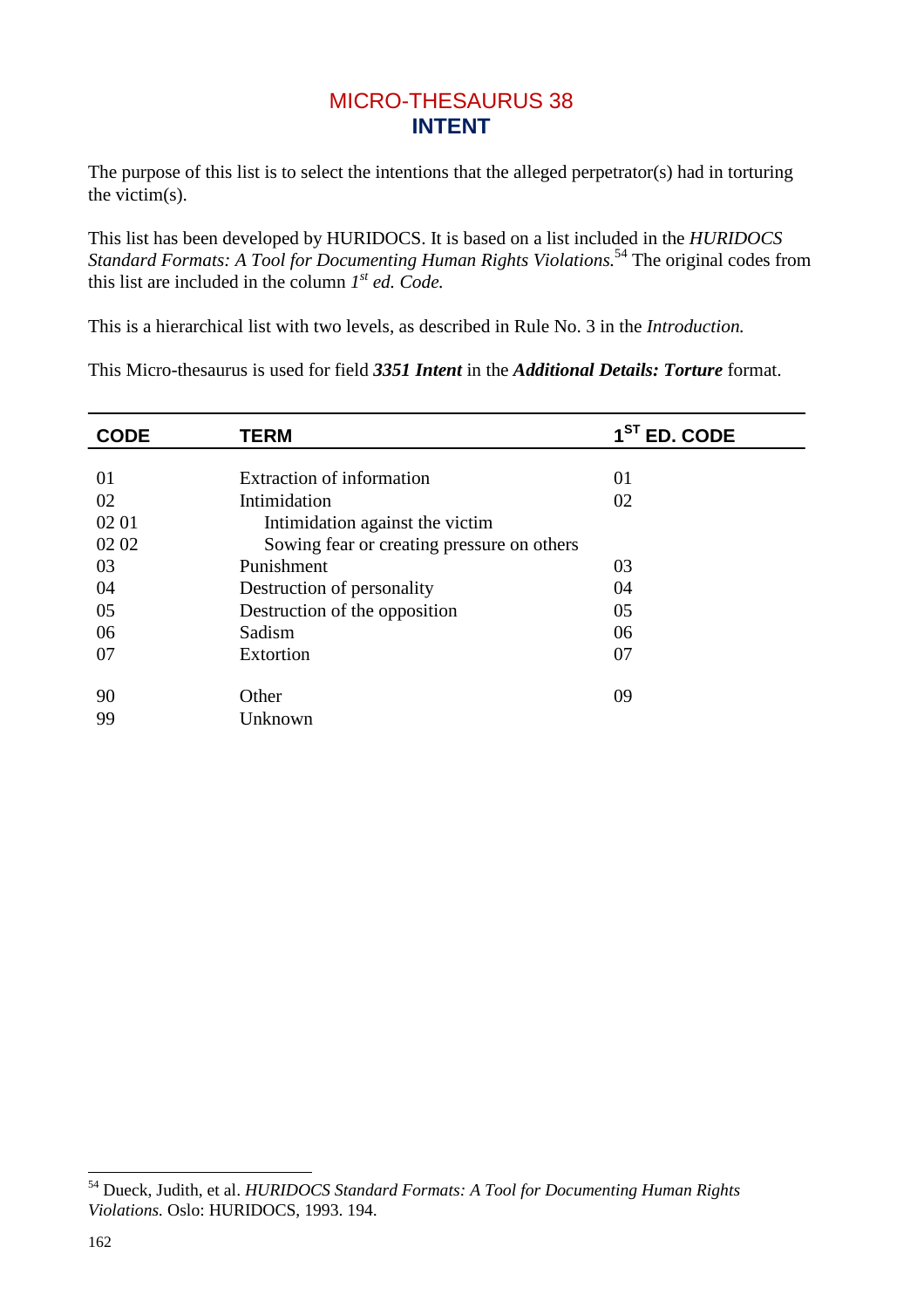# MICRO-THESAURUS 38

## INTENT

The purpose of this list is to select the intentions that the alleged perpetrator(s) had in torturing the victim(s).

This list has been developed by HURIDOCS. It is based on a list included in the *HURIDOCS Standard Formats: A Tool for Documenting Human Rights Violations.*[54] The original codes from this list are included in the column *1st ed. Code.*

This is a hierarchical list with two levels, as described in Rule No. 3 in the *Introduction.*

This Micro-thesaurus is used for field ***3351 Intent*** in the ***Additional Details: Torture*** format.

| CODE | TERM | 1ST ED. CODE |
|---|---|---|
| 01 | Extraction of information | 01 |
| 02 | Intimidation | 02 |
| 02 01 | Intimidation against the victim | |
| 02 02 | Sowing fear or creating pressure on others | |
| 03 | Punishment | 03 |
| 04 | Destruction of personality | 04 |
| 05 | Destruction of the opposition | 05 |
| 06 | Sadism | 06 |
| 07 | Extortion | 07 |
| 90 | Other | 09 |
| 99 | Unknown | |

[54] Dueck, Judith, et al. *HURIDOCS Standard Formats: A Tool for Documenting Human Rights Violations.* Oslo: HURIDOCS, 1993. 194.